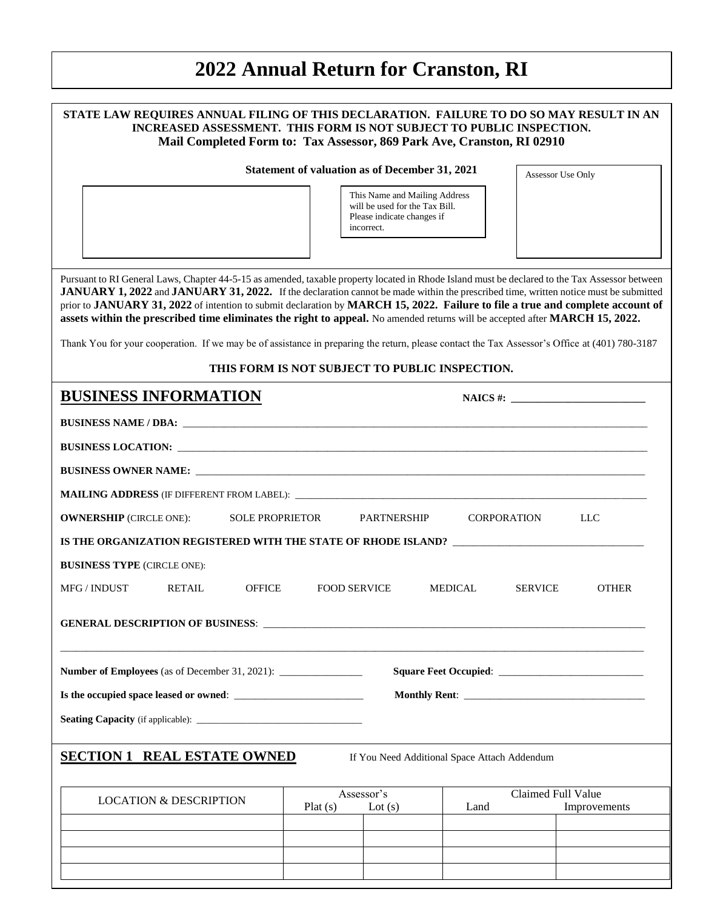# 2022 Annual Return for Cranston, RI

**STATE LAW REQUIRES ANNUAL FILING OF THIS DECLARATION. FAILURE TO DO SO MAY RESULT IN AN INCREASED ASSESSMENT. THIS FORM IS NOT SUBJECT TO PUBLIC INSPECTION.**
**Mail Completed Form to: Tax Assessor, 869 Park Ave, Cranston, RI 02910**

**Statement of valuation as of December 31, 2021**

This Name and Mailing Address will be used for the Tax Bill. Please indicate changes if incorrect.

Assessor Use Only

Pursuant to RI General Laws, Chapter 44-5-15 as amended, taxable property located in Rhode Island must be declared to the Tax Assessor between **JANUARY 1, 2022** and **JANUARY 31, 2022.** If the declaration cannot be made within the prescribed time, written notice must be submitted prior to **JANUARY 31, 2022** of intention to submit declaration by **MARCH 15, 2022. Failure to file a true and complete account of assets within the prescribed time eliminates the right to appeal.** No amended returns will be accepted after **MARCH 15, 2022.**

Thank You for your cooperation. If we may be of assistance in preparing the return, please contact the Tax Assessor's Office at (401) 780-3187

**THIS FORM IS NOT SUBJECT TO PUBLIC INSPECTION.**

## BUSINESS INFORMATION

**NAICS #:** ____________________

**BUSINESS NAME / DBA:** ____________________

**BUSINESS LOCATION:** ____________________

**BUSINESS OWNER NAME:** ____________________

**MAILING ADDRESS** (IF DIFFERENT FROM LABEL): ____________________

**OWNERSHIP** (CIRCLE ONE): SOLE PROPRIETOR PARTNERSHIP CORPORATION LLC

**IS THE ORGANIZATION REGISTERED WITH THE STATE OF RHODE ISLAND?** ____________________

**BUSINESS TYPE** (CIRCLE ONE):

MFG / INDUST RETAIL OFFICE FOOD SERVICE MEDICAL SERVICE OTHER

**GENERAL DESCRIPTION OF BUSINESS**: ____________________

____________________

**Number of Employees** (as of December 31, 2021): ____________ **Square Feet Occupied**: ____________

**Is the occupied space leased or owned**: ____________ **Monthly Rent**: ____________

**Seating Capacity** (if applicable): ____________

## SECTION 1 REAL ESTATE OWNED

If You Need Additional Space Attach Addendum

| LOCATION & DESCRIPTION | Assessor's Plat (s) | Assessor's Lot (s) | Claimed Full Value Land | Claimed Full Value Improvements |
|---|---|---|---|---|
| | | | | |
| | | | | |
| | | | | |
| | | | | |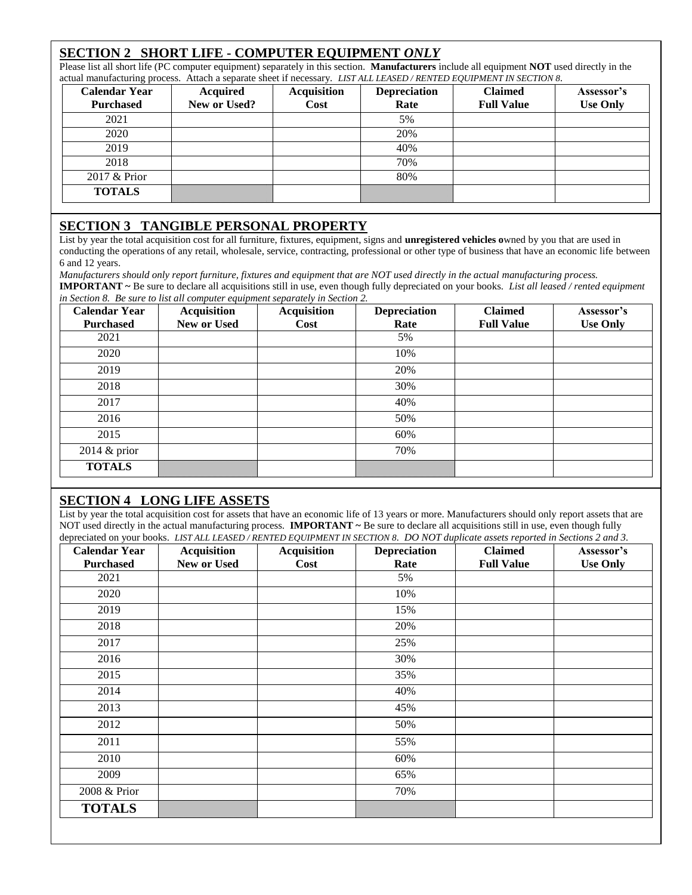## SECTION 2 SHORT LIFE - COMPUTER EQUIPMENT *ONLY*

Please list all short life (PC computer equipment) separately in this section. **Manufacturers** include all equipment **NOT** used directly in the actual manufacturing process. Attach a separate sheet if necessary. *LIST ALL LEASED / RENTED EQUIPMENT IN SECTION 8.*

| Calendar Year Purchased | Acquired New or Used? | Acquisition Cost | Depreciation Rate | Claimed Full Value | Assessor's Use Only |
|---|---|---|---|---|---|
| 2021 | | | 5% | | |
| 2020 | | | 20% | | |
| 2019 | | | 40% | | |
| 2018 | | | 70% | | |
| 2017 & Prior | | | 80% | | |
| **TOTALS** | | | | | |

## SECTION 3 TANGIBLE PERSONAL PROPERTY

List by year the total acquisition cost for all furniture, fixtures, equipment, signs and **unregistered vehicles o**wned by you that are used in conducting the operations of any retail, wholesale, service, contracting, professional or other type of business that have an economic life between 6 and 12 years.

*Manufacturers should only report furniture, fixtures and equipment that are NOT used directly in the actual manufacturing process.*

**IMPORTANT ~** Be sure to declare all acquisitions still in use, even though fully depreciated on your books. *List all leased / rented equipment in Section 8. Be sure to list all computer equipment separately in Section 2.*

| Calendar Year Purchased | Acquisition New or Used | Acquisition Cost | Depreciation Rate | Claimed Full Value | Assessor's Use Only |
|---|---|---|---|---|---|
| 2021 | | | 5% | | |
| 2020 | | | 10% | | |
| 2019 | | | 20% | | |
| 2018 | | | 30% | | |
| 2017 | | | 40% | | |
| 2016 | | | 50% | | |
| 2015 | | | 60% | | |
| 2014 & prior | | | 70% | | |
| **TOTALS** | | | | | |

## SECTION 4 LONG LIFE ASSETS

List by year the total acquisition cost for assets that have an economic life of 13 years or more. Manufacturers should only report assets that are NOT used directly in the actual manufacturing process. **IMPORTANT ~** Be sure to declare all acquisitions still in use, even though fully depreciated on your books. *LIST ALL LEASED / RENTED EQUIPMENT IN SECTION 8. DO NOT duplicate assets reported in Sections 2 and 3.*

| Calendar Year Purchased | Acquisition New or Used | Acquisition Cost | Depreciation Rate | Claimed Full Value | Assessor's Use Only |
|---|---|---|---|---|---|
| 2021 | | | 5% | | |
| 2020 | | | 10% | | |
| 2019 | | | 15% | | |
| 2018 | | | 20% | | |
| 2017 | | | 25% | | |
| 2016 | | | 30% | | |
| 2015 | | | 35% | | |
| 2014 | | | 40% | | |
| 2013 | | | 45% | | |
| 2012 | | | 50% | | |
| 2011 | | | 55% | | |
| 2010 | | | 60% | | |
| 2009 | | | 65% | | |
| 2008 & Prior | | | 70% | | |
| **TOTALS** | | | | | |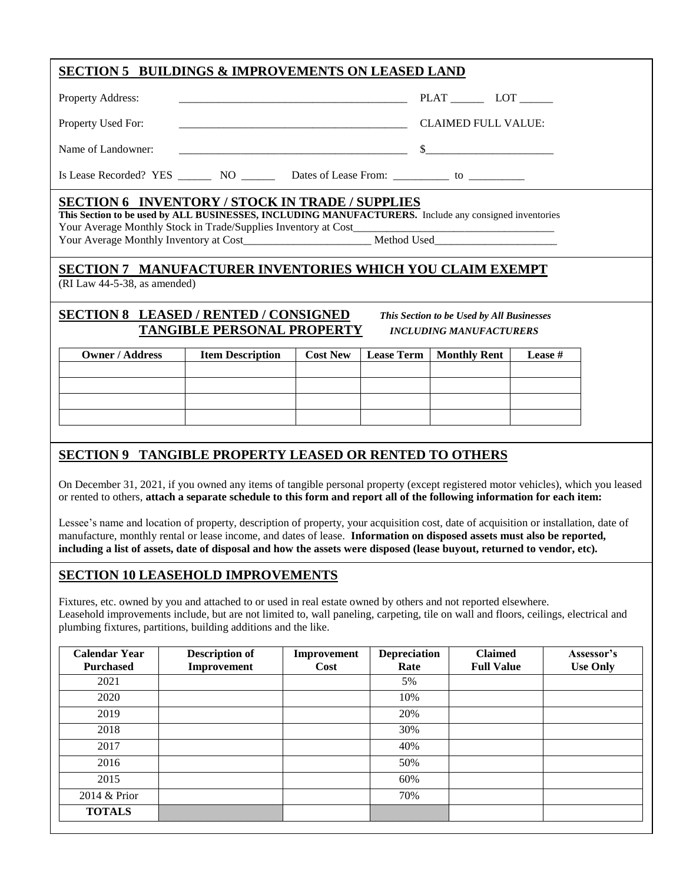## SECTION 5 BUILDINGS & IMPROVEMENTS ON LEASED LAND

Property Address: __________________________________________ PLAT ______ LOT ______

Property Used For: __________________________________________ CLAIMED FULL VALUE:

Name of Landowner: __________________________________________ $________________________

Is Lease Recorded? YES ______ NO ______ Dates of Lease From: __________ to __________

## SECTION 6 INVENTORY / STOCK IN TRADE / SUPPLIES

**This Section to be used by ALL BUSINESSES, INCLUDING MANUFACTURERS.** Include any consigned inventories

Your Average Monthly Stock in Trade/Supplies Inventory at Cost_____________________________________

Your Average Monthly Inventory at Cost_______________________ Method Used______________________

## SECTION 7 MANUFACTURER INVENTORIES WHICH YOU CLAIM EXEMPT

(RI Law 44-5-38, as amended)

## SECTION 8 LEASED / RENTED / CONSIGNED TANGIBLE PERSONAL PROPERTY

***This Section to be Used by All Businesses INCLUDING MANUFACTURERS***

| Owner / Address | Item Description | Cost New | Lease Term | Monthly Rent | Lease # |
|---|---|---|---|---|---|
| | | | | | |
| | | | | | |
| | | | | | |
| | | | | | |

## SECTION 9 TANGIBLE PROPERTY LEASED OR RENTED TO OTHERS

On December 31, 2021, if you owned any items of tangible personal property (except registered motor vehicles), which you leased or rented to others, **attach a separate schedule to this form and report all of the following information for each item:**

Lessee's name and location of property, description of property, your acquisition cost, date of acquisition or installation, date of manufacture, monthly rental or lease income, and dates of lease. **Information on disposed assets must also be reported, including a list of assets, date of disposal and how the assets were disposed (lease buyout, returned to vendor, etc).**

## SECTION 10 LEASEHOLD IMPROVEMENTS

Fixtures, etc. owned by you and attached to or used in real estate owned by others and not reported elsewhere.
Leasehold improvements include, but are not limited to, wall paneling, carpeting, tile on wall and floors, ceilings, electrical and plumbing fixtures, partitions, building additions and the like.

| Calendar Year Purchased | Description of Improvement | Improvement Cost | Depreciation Rate | Claimed Full Value | Assessor's Use Only |
|---|---|---|---|---|---|
| 2021 | | | 5% | | |
| 2020 | | | 10% | | |
| 2019 | | | 20% | | |
| 2018 | | | 30% | | |
| 2017 | | | 40% | | |
| 2016 | | | 50% | | |
| 2015 | | | 60% | | |
| 2014 & Prior | | | 70% | | |
| **TOTALS** | | | | | |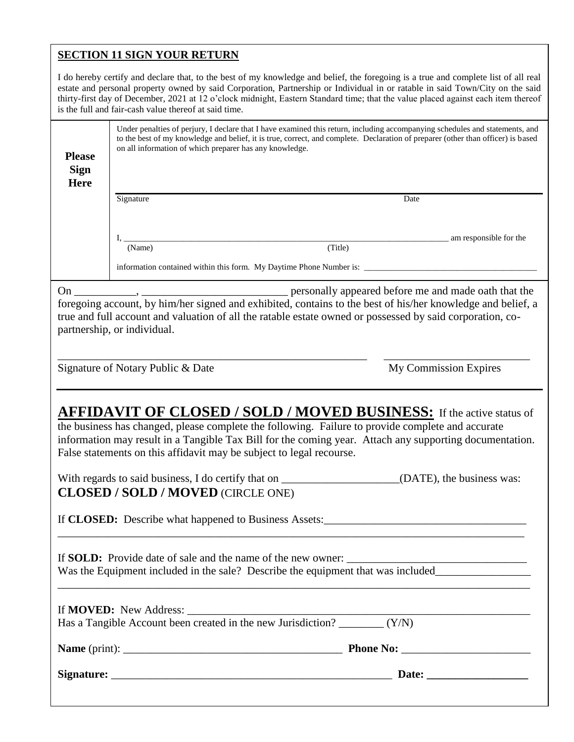## SECTION 11 SIGN YOUR RETURN

I do hereby certify and declare that, to the best of my knowledge and belief, the foregoing is a true and complete list of all real estate and personal property owned by said Corporation, Partnership or Individual in or ratable in said Town/City on the said thirty-first day of December, 2021 at 12 o'clock midnight, Eastern Standard time; that the value placed against each item thereof is the full and fair-cash value thereof at said time.

**Please Sign Here**

Under penalties of perjury, I declare that I have examined this return, including accompanying schedules and statements, and to the best of my knowledge and belief, it is true, correct, and complete. Declaration of preparer (other than officer) is based on all information of which preparer has any knowledge.

Signature ______________________________ Date ______________

I, ______________________________ (Name) ______________________________ (Title) am responsible for the information contained within this form. My Daytime Phone Number is: ______________________________

On ___________, __________________________ personally appeared before me and made oath that the foregoing account, by him/her signed and exhibited, contains to the best of his/her knowledge and belief, a true and full account and valuation of all the ratable estate owned or possessed by said corporation, co-partnership, or individual.

______________________________ Signature of Notary Public & Date

______________________________ My Commission Expires

## AFFIDAVIT OF CLOSED / SOLD / MOVED BUSINESS:

If the active status of the business has changed, please complete the following. Failure to provide complete and accurate information may result in a Tangible Tax Bill for the coming year. Attach any supporting documentation. False statements on this affidavit may be subject to legal recourse.

With regards to said business, I do certify that on ____________________(DATE), the business was: **CLOSED / SOLD / MOVED** (CIRCLE ONE)

If **CLOSED:** Describe what happened to Business Assets:____________________________________

________________________________________________________________________________

If **SOLD:** Provide date of sale and the name of the new owner: ________________________________

Was the Equipment included in the sale? Describe the equipment that was included________________

________________________________________________________________________________

If **MOVED:** New Address: ____________________________________________________________

Has a Tangible Account been created in the new Jurisdiction? ________ (Y/N)

**Name** (print): ______________________________________ **Phone No:** ______________________

**Signature:** ____________________________________________________ **Date:** __________________